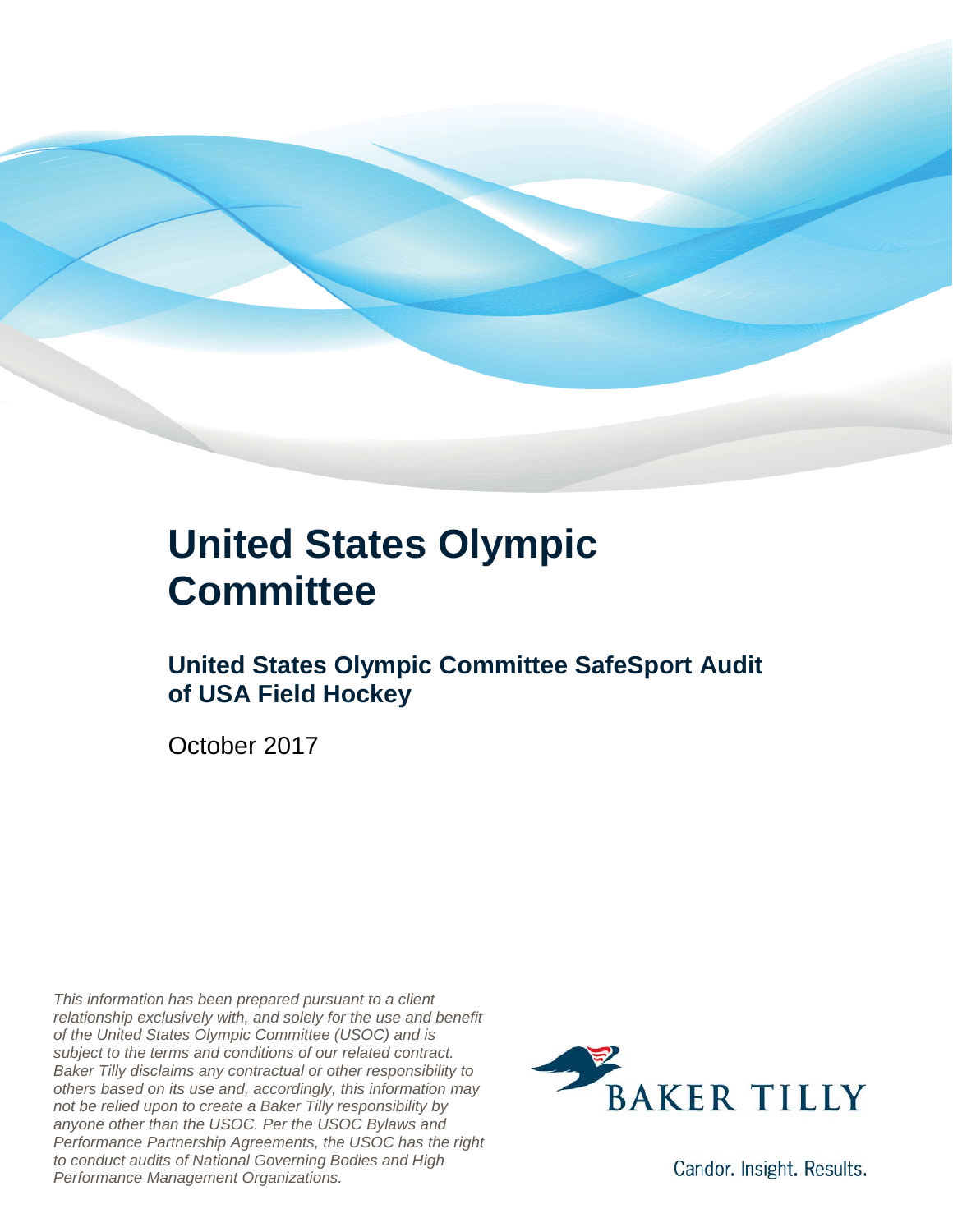# United States Olympic Committee

## United States Olympic Committee SafeSport Audit of USA Field Hockey

October 2017

*This information has been prepared pursuant to a client relationship exclusively with, and solely for the use and benefit of the United States Olympic Committee (USOC) and is subject to the terms and conditions of our related contract. Baker Tilly disclaims any contractual or other responsibility to others based on its use and, accordingly, this information may not be relied upon to create a Baker Tilly responsibility by anyone other than the USOC. Per the USOC Bylaws and Performance Partnership Agreements, the USOC has the right to conduct audits of National Governing Bodies and High Performance Management Organizations.*

BAKER TILLY

Candor. Insight. Results.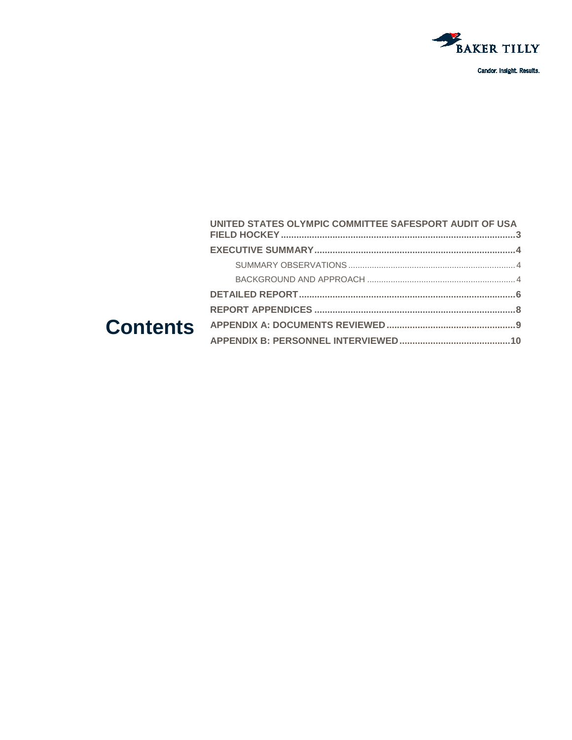# Contents

- **UNITED STATES OLYMPIC COMMITTEE SAFESPORT AUDIT OF USA FIELD HOCKEY** .......... 3
- **EXECUTIVE SUMMARY** .......... 4
  - SUMMARY OBSERVATIONS .......... 4
  - BACKGROUND AND APPROACH .......... 4
- **DETAILED REPORT** .......... 6
- **REPORT APPENDICES** .......... 8
- **APPENDIX A: DOCUMENTS REVIEWED** .......... 9
- **APPENDIX B: PERSONNEL INTERVIEWED** .......... 10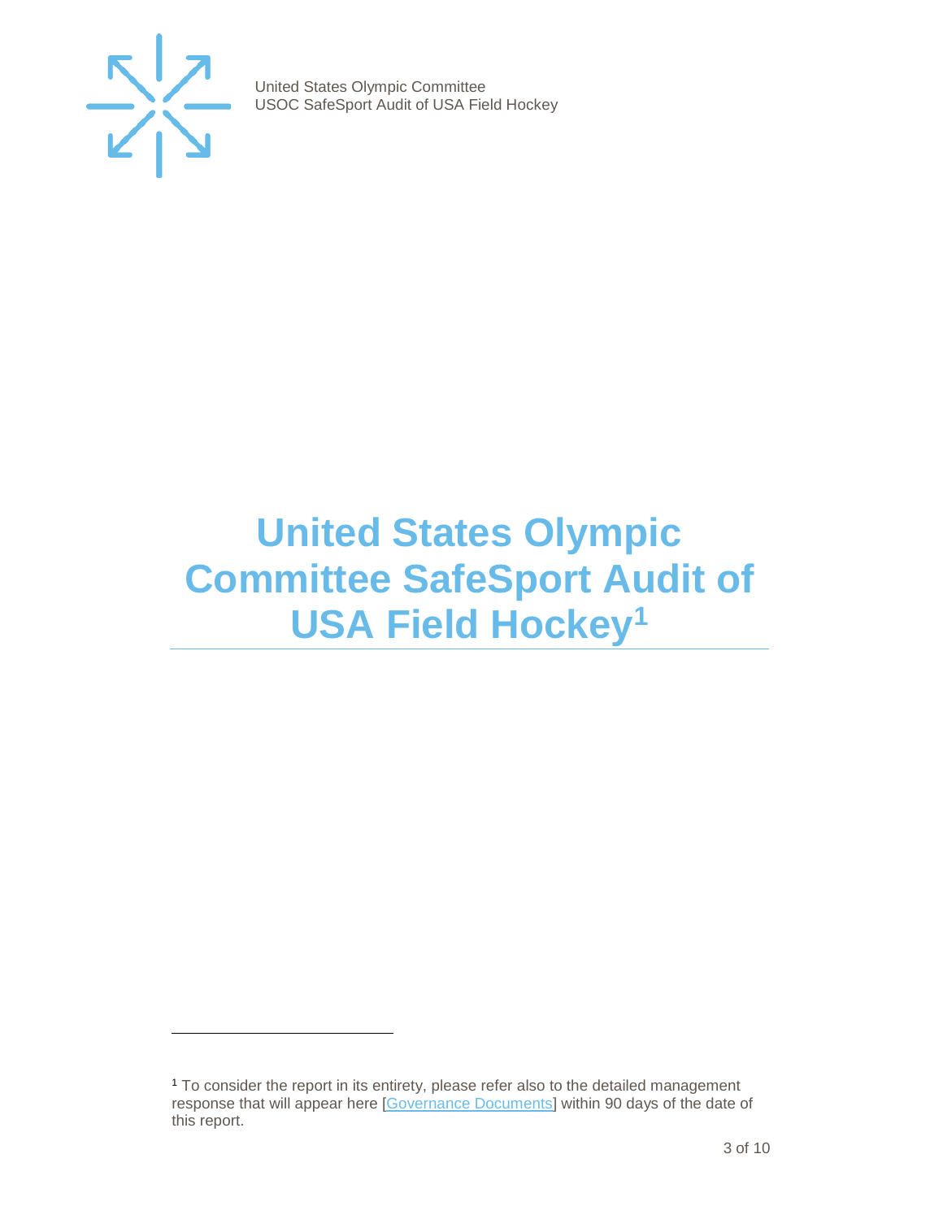# United States Olympic Committee SafeSport Audit of USA Field Hockey[1]

[1] To consider the report in its entirety, please refer also to the detailed management response that will appear here [Governance Documents] within 90 days of the date of this report.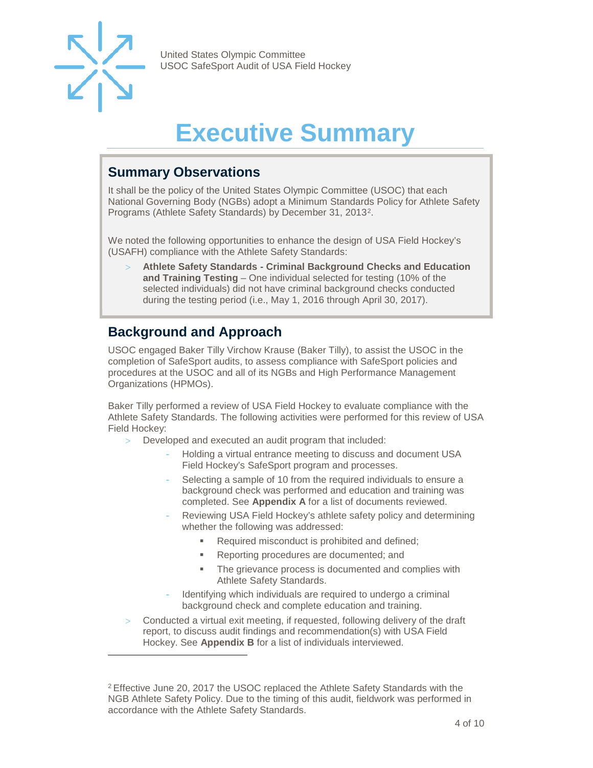# Executive Summary

## Summary Observations

It shall be the policy of the United States Olympic Committee (USOC) that each National Governing Body (NGBs) adopt a Minimum Standards Policy for Athlete Safety Programs (Athlete Safety Standards) by December 31, 2013[2].

We noted the following opportunities to enhance the design of USA Field Hockey's (USAFH) compliance with the Athlete Safety Standards:

- **Athlete Safety Standards - Criminal Background Checks and Education and Training Testing** – One individual selected for testing (10% of the selected individuals) did not have criminal background checks conducted during the testing period (i.e., May 1, 2016 through April 30, 2017).

## Background and Approach

USOC engaged Baker Tilly Virchow Krause (Baker Tilly), to assist the USOC in the completion of SafeSport audits, to assess compliance with SafeSport policies and procedures at the USOC and all of its NGBs and High Performance Management Organizations (HPMOs).

Baker Tilly performed a review of USA Field Hockey to evaluate compliance with the Athlete Safety Standards. The following activities were performed for this review of USA Field Hockey:

- Developed and executed an audit program that included:
  - Holding a virtual entrance meeting to discuss and document USA Field Hockey's SafeSport program and processes.
  - Selecting a sample of 10 from the required individuals to ensure a background check was performed and education and training was completed. See **Appendix A** for a list of documents reviewed.
  - Reviewing USA Field Hockey's athlete safety policy and determining whether the following was addressed:
    - Required misconduct is prohibited and defined;
    - Reporting procedures are documented; and
    - The grievance process is documented and complies with Athlete Safety Standards.
  - Identifying which individuals are required to undergo a criminal background check and complete education and training.
- Conducted a virtual exit meeting, if requested, following delivery of the draft report, to discuss audit findings and recommendation(s) with USA Field Hockey. See **Appendix B** for a list of individuals interviewed.

---

[2] Effective June 20, 2017 the USOC replaced the Athlete Safety Standards with the NGB Athlete Safety Policy. Due to the timing of this audit, fieldwork was performed in accordance with the Athlete Safety Standards.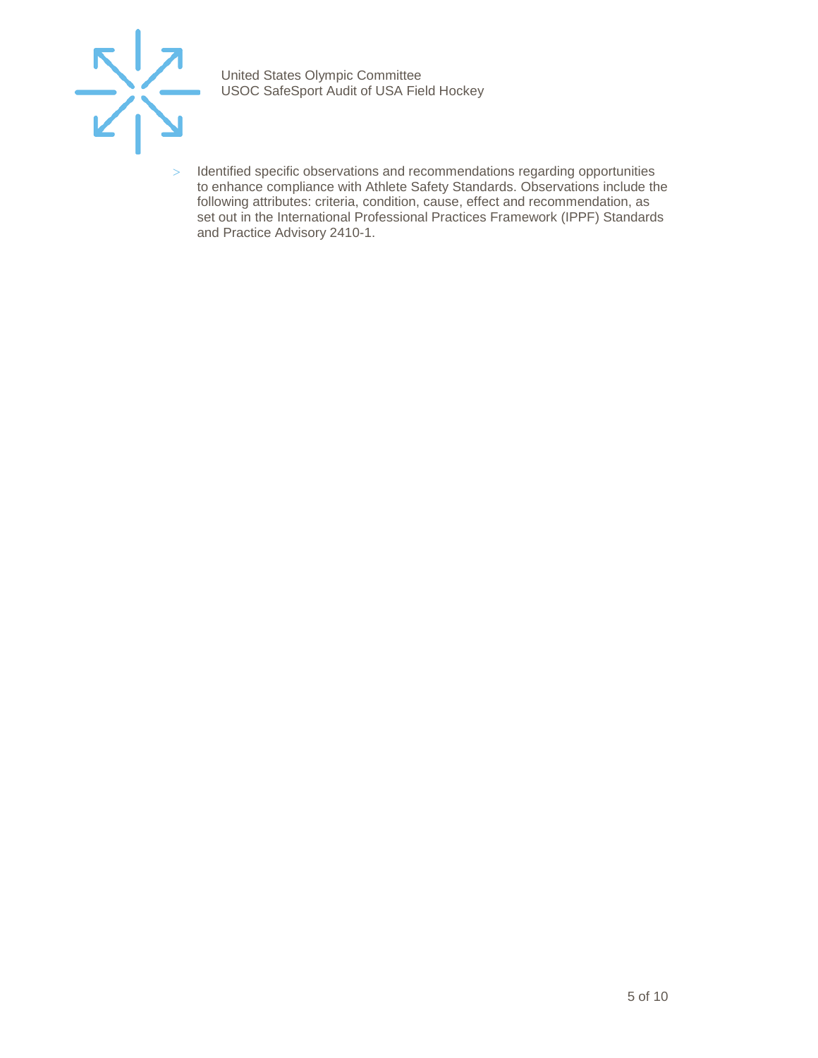- Identified specific observations and recommendations regarding opportunities to enhance compliance with Athlete Safety Standards. Observations include the following attributes: criteria, condition, cause, effect and recommendation, as set out in the International Professional Practices Framework (IPPF) Standards and Practice Advisory 2410-1.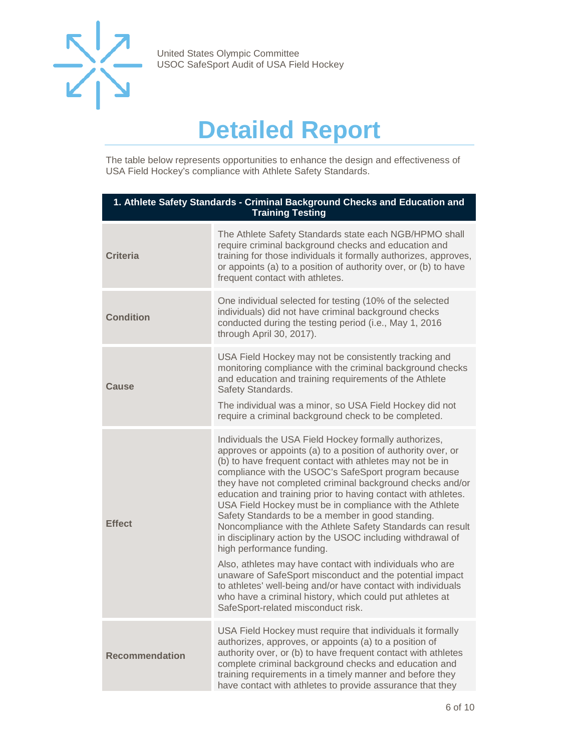# Detailed Report

The table below represents opportunities to enhance the design and effectiveness of USA Field Hockey's compliance with Athlete Safety Standards.

| 1. Athlete Safety Standards - Criminal Background Checks and Education and Training Testing | |
|---|---|
| **Criteria** | The Athlete Safety Standards state each NGB/HPMO shall require criminal background checks and education and training for those individuals it formally authorizes, approves, or appoints (a) to a position of authority over, or (b) to have frequent contact with athletes. |
| **Condition** | One individual selected for testing (10% of the selected individuals) did not have criminal background checks conducted during the testing period (i.e., May 1, 2016 through April 30, 2017). |
| **Cause** | USA Field Hockey may not be consistently tracking and monitoring compliance with the criminal background checks and education and training requirements of the Athlete Safety Standards.<br><br>The individual was a minor, so USA Field Hockey did not require a criminal background check to be completed. |
| **Effect** | Individuals the USA Field Hockey formally authorizes, approves or appoints (a) to a position of authority over, or (b) to have frequent contact with athletes may not be in compliance with the USOC's SafeSport program because they have not completed criminal background checks and/or education and training prior to having contact with athletes. USA Field Hockey must be in compliance with the Athlete Safety Standards to be a member in good standing. Noncompliance with the Athlete Safety Standards can result in disciplinary action by the USOC including withdrawal of high performance funding.<br><br>Also, athletes may have contact with individuals who are unaware of SafeSport misconduct and the potential impact to athletes' well-being and/or have contact with individuals who have a criminal history, which could put athletes at SafeSport-related misconduct risk. |
| **Recommendation** | USA Field Hockey must require that individuals it formally authorizes, approves, or appoints (a) to a position of authority over, or (b) to have frequent contact with athletes complete criminal background checks and education and training requirements in a timely manner and before they have contact with athletes to provide assurance that they |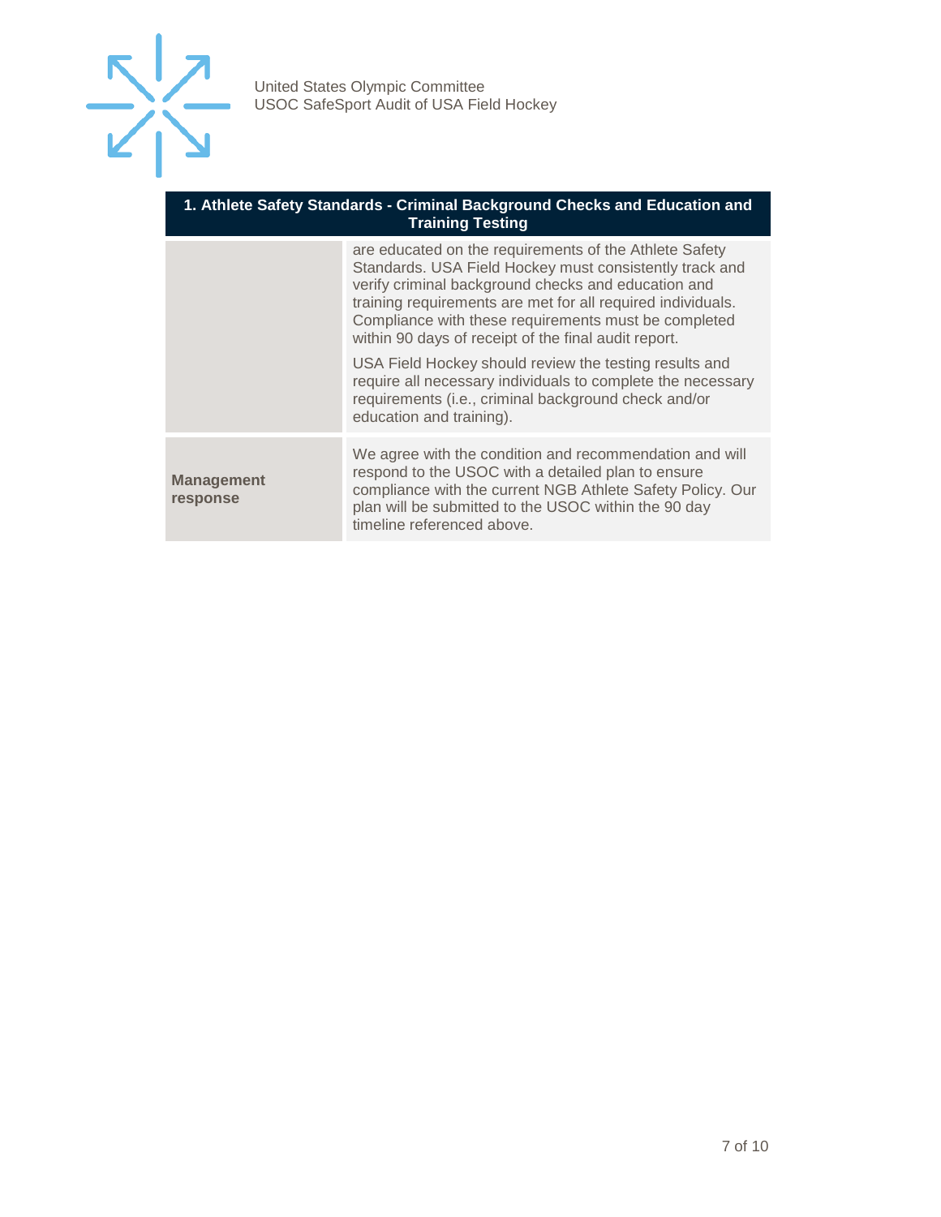| 1. Athlete Safety Standards - Criminal Background Checks and Education and Training Testing | |
|---|---|
| | are educated on the requirements of the Athlete Safety Standards. USA Field Hockey must consistently track and verify criminal background checks and education and training requirements are met for all required individuals. Compliance with these requirements must be completed within 90 days of receipt of the final audit report.<br><br>USA Field Hockey should review the testing results and require all necessary individuals to complete the necessary requirements (i.e., criminal background check and/or education and training). |
| **Management response** | We agree with the condition and recommendation and will respond to the USOC with a detailed plan to ensure compliance with the current NGB Athlete Safety Policy. Our plan will be submitted to the USOC within the 90 day timeline referenced above. |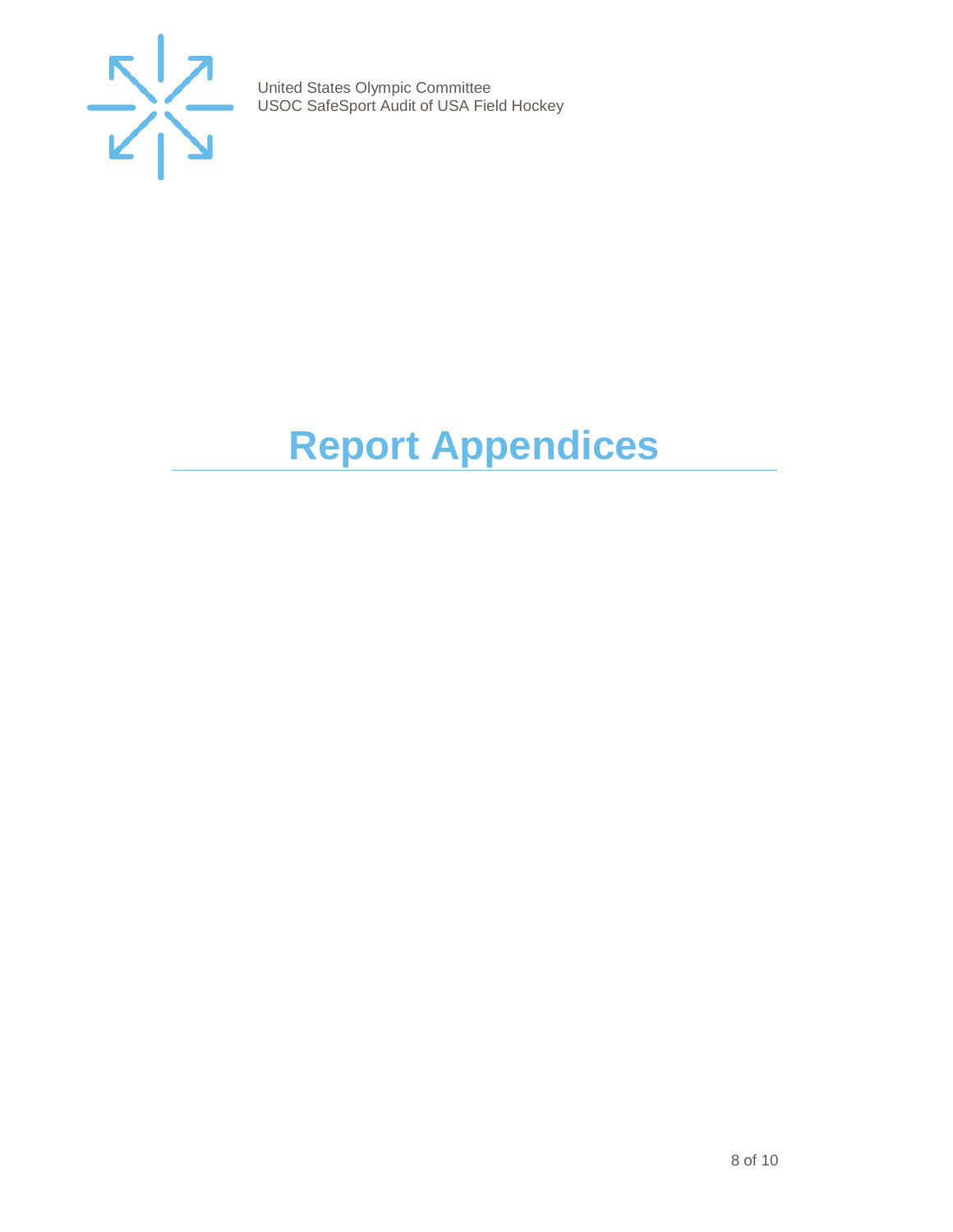# Report Appendices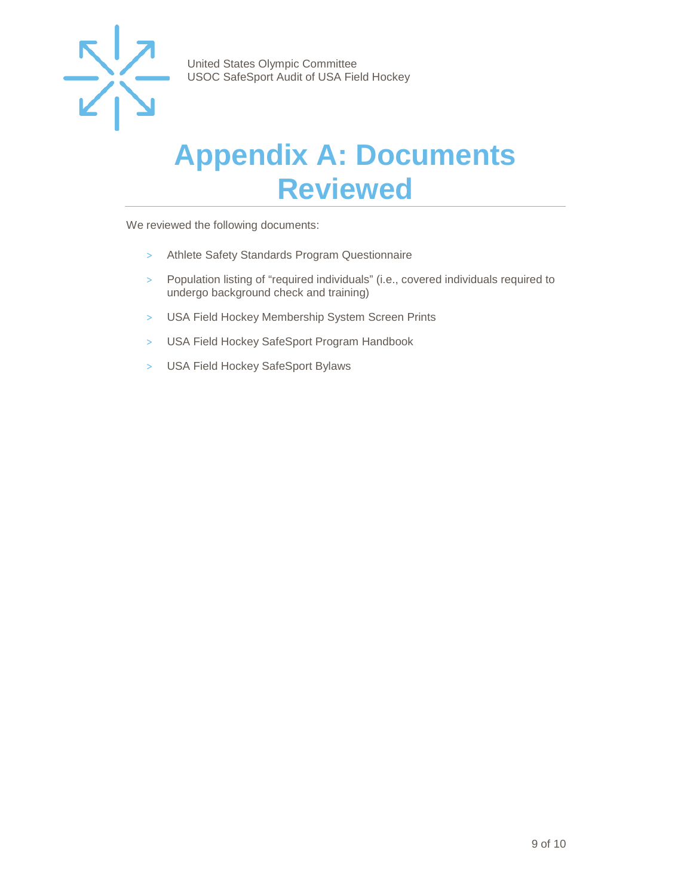# Appendix A: Documents Reviewed

We reviewed the following documents:

- Athlete Safety Standards Program Questionnaire
- Population listing of “required individuals” (i.e., covered individuals required to undergo background check and training)
- USA Field Hockey Membership System Screen Prints
- USA Field Hockey SafeSport Program Handbook
- USA Field Hockey SafeSport Bylaws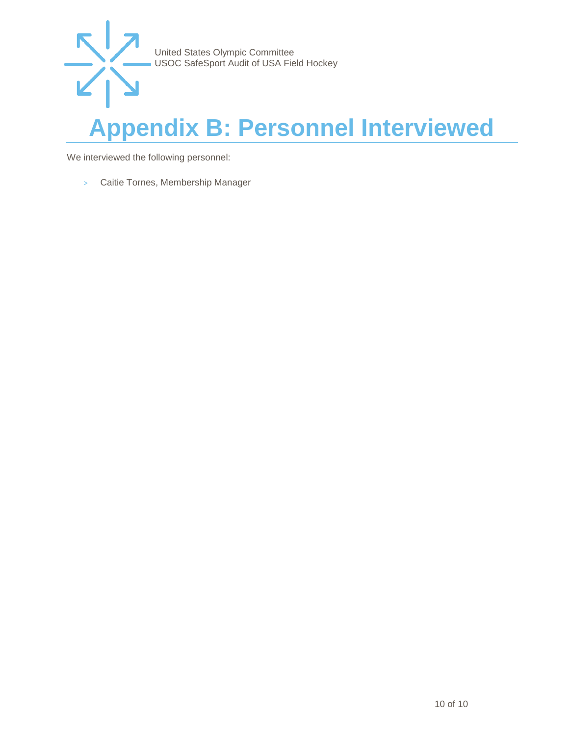# Appendix B: Personnel Interviewed

We interviewed the following personnel:

- Caitie Tornes, Membership Manager